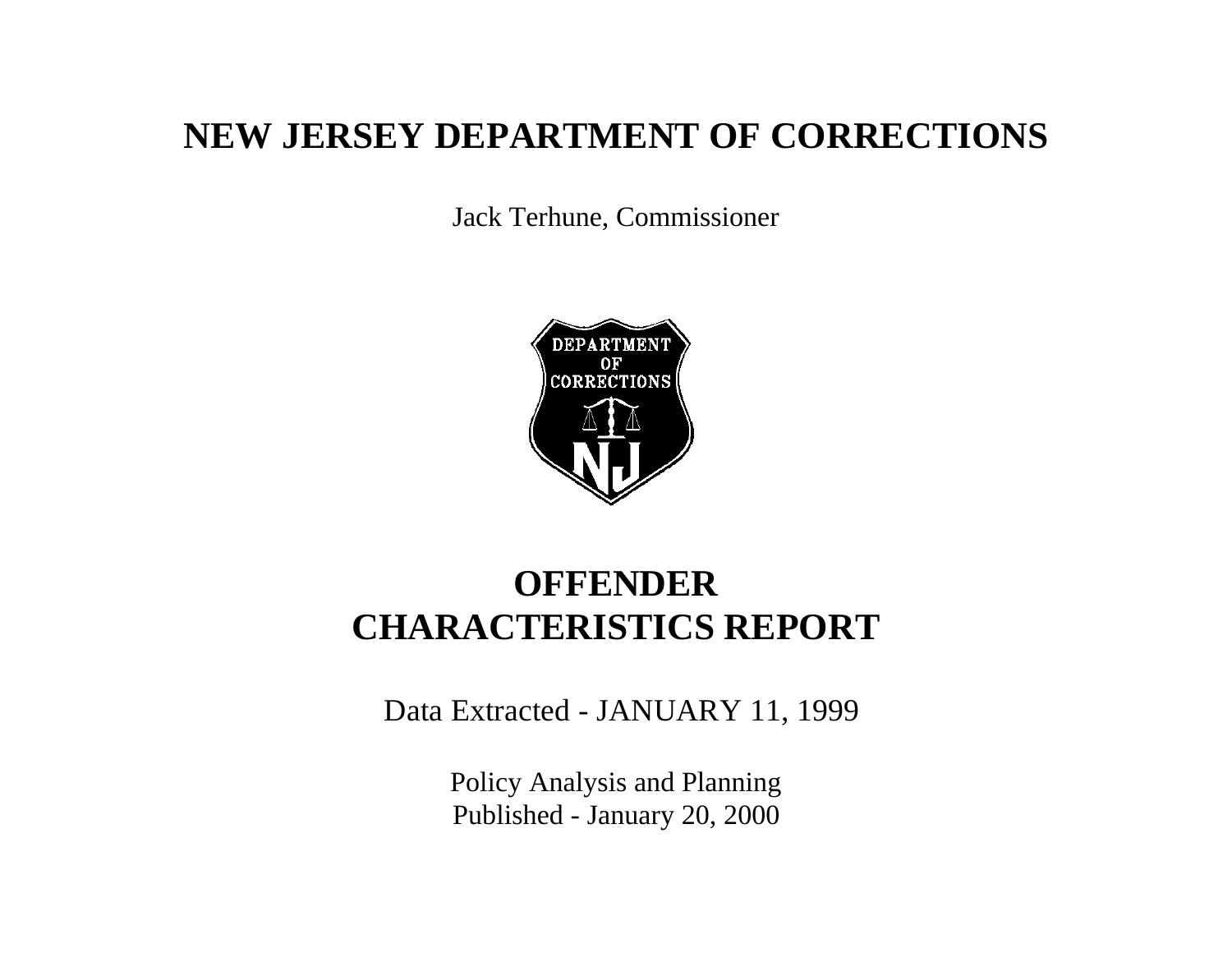# NEW JERSEY DEPARTMENT OF CORRECTIONS

Jack Terhune, Commissioner

# OFFENDER CHARACTERISTICS REPORT

Data Extracted - JANUARY 11, 1999

Policy Analysis and Planning

Published - January 20, 2000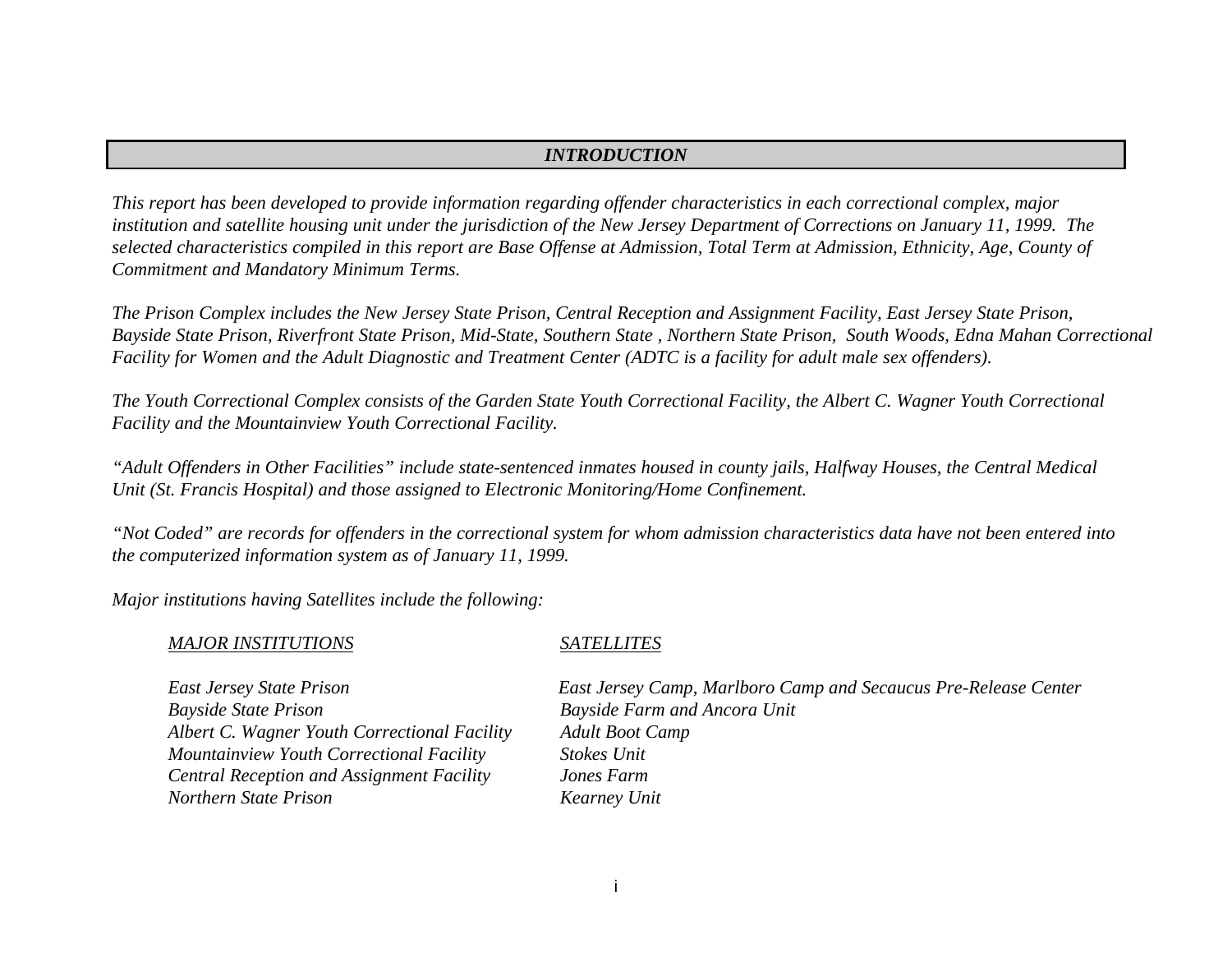## *INTRODUCTION*

*This report has been developed to provide information regarding offender characteristics in each correctional complex, major institution and satellite housing unit under the jurisdiction of the New Jersey Department of Corrections on January 11, 1999. The selected characteristics compiled in this report are Base Offense at Admission, Total Term at Admission, Ethnicity, Age, County of Commitment and Mandatory Minimum Terms.*

*The Prison Complex includes the New Jersey State Prison, Central Reception and Assignment Facility, East Jersey State Prison, Bayside State Prison, Riverfront State Prison, Mid-State, Southern State , Northern State Prison, South Woods, Edna Mahan Correctional Facility for Women and the Adult Diagnostic and Treatment Center (ADTC is a facility for adult male sex offenders).*

*The Youth Correctional Complex consists of the Garden State Youth Correctional Facility, the Albert C. Wagner Youth Correctional Facility and the Mountainview Youth Correctional Facility.*

*"Adult Offenders in Other Facilities" include state-sentenced inmates housed in county jails, Halfway Houses, the Central Medical Unit (St. Francis Hospital) and those assigned to Electronic Monitoring/Home Confinement.*

*"Not Coded" are records for offenders in the correctional system for whom admission characteristics data have not been entered into the computerized information system as of January 11, 1999.*

*Major institutions having Satellites include the following:*

| *MAJOR INSTITUTIONS* | *SATELLITES* |
|---|---|
| *East Jersey State Prison* | *East Jersey Camp, Marlboro Camp and Secaucus Pre-Release Center* |
| *Bayside State Prison* | *Bayside Farm and Ancora Unit* |
| *Albert C. Wagner Youth Correctional Facility* | *Adult Boot Camp* |
| *Mountainview Youth Correctional Facility* | *Stokes Unit* |
| *Central Reception and Assignment Facility* | *Jones Farm* |
| *Northern State Prison* | *Kearney Unit* |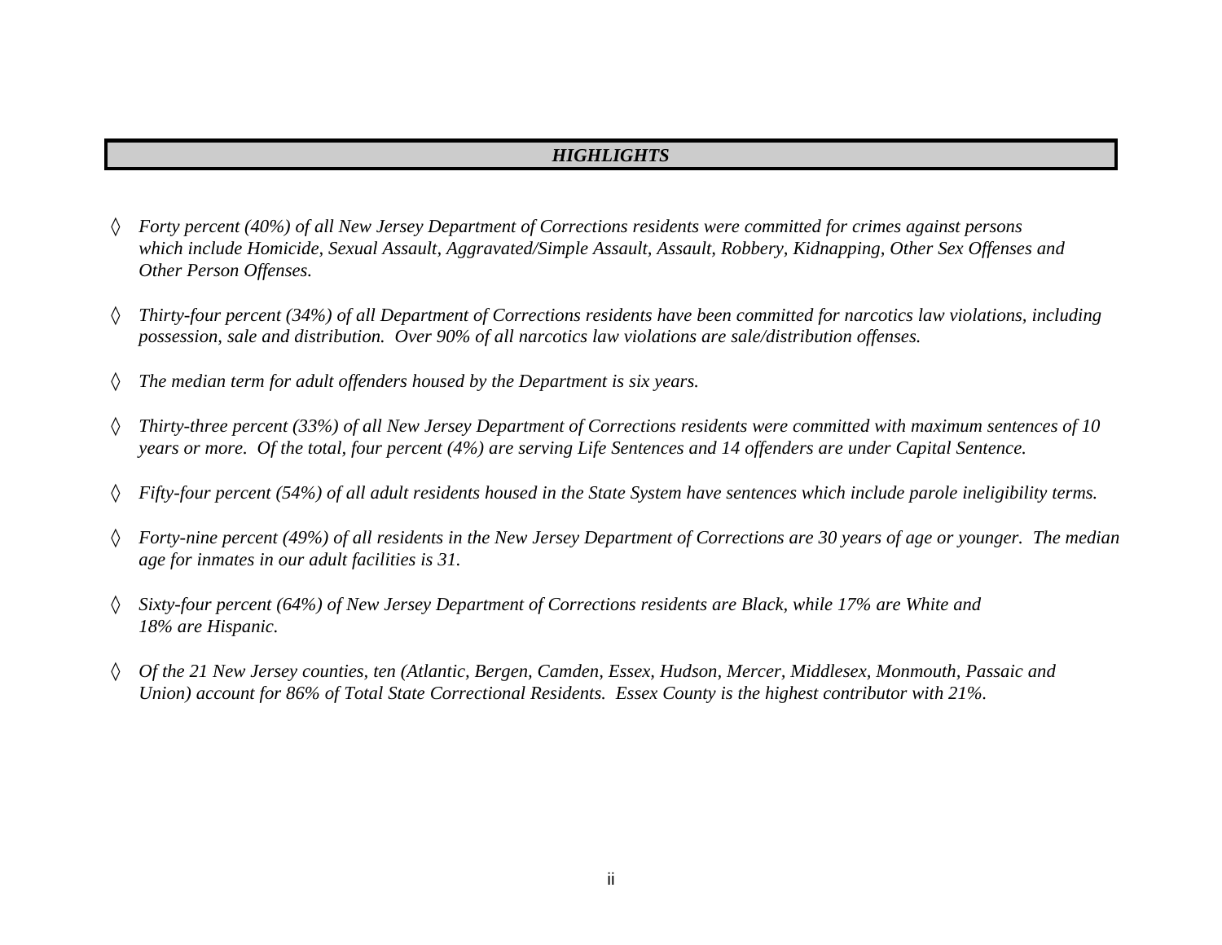## *HIGHLIGHTS*

- ◊ *Forty percent (40%) of all New Jersey Department of Corrections residents were committed for crimes against persons which include Homicide, Sexual Assault, Aggravated/Simple Assault, Assault, Robbery, Kidnapping, Other Sex Offenses and Other Person Offenses.*

- ◊ *Thirty-four percent (34%) of all Department of Corrections residents have been committed for narcotics law violations, including possession, sale and distribution. Over 90% of all narcotics law violations are sale/distribution offenses.*

- ◊ *The median term for adult offenders housed by the Department is six years.*

- ◊ *Thirty-three percent (33%) of all New Jersey Department of Corrections residents were committed with maximum sentences of 10 years or more. Of the total, four percent (4%) are serving Life Sentences and 14 offenders are under Capital Sentence.*

- ◊ *Fifty-four percent (54%) of all adult residents housed in the State System have sentences which include parole ineligibility terms.*

- ◊ *Forty-nine percent (49%) of all residents in the New Jersey Department of Corrections are 30 years of age or younger. The median age for inmates in our adult facilities is 31.*

- ◊ *Sixty-four percent (64%) of New Jersey Department of Corrections residents are Black, while 17% are White and 18% are Hispanic.*

- ◊ *Of the 21 New Jersey counties, ten (Atlantic, Bergen, Camden, Essex, Hudson, Mercer, Middlesex, Monmouth, Passaic and Union) account for 86% of Total State Correctional Residents. Essex County is the highest contributor with 21%.*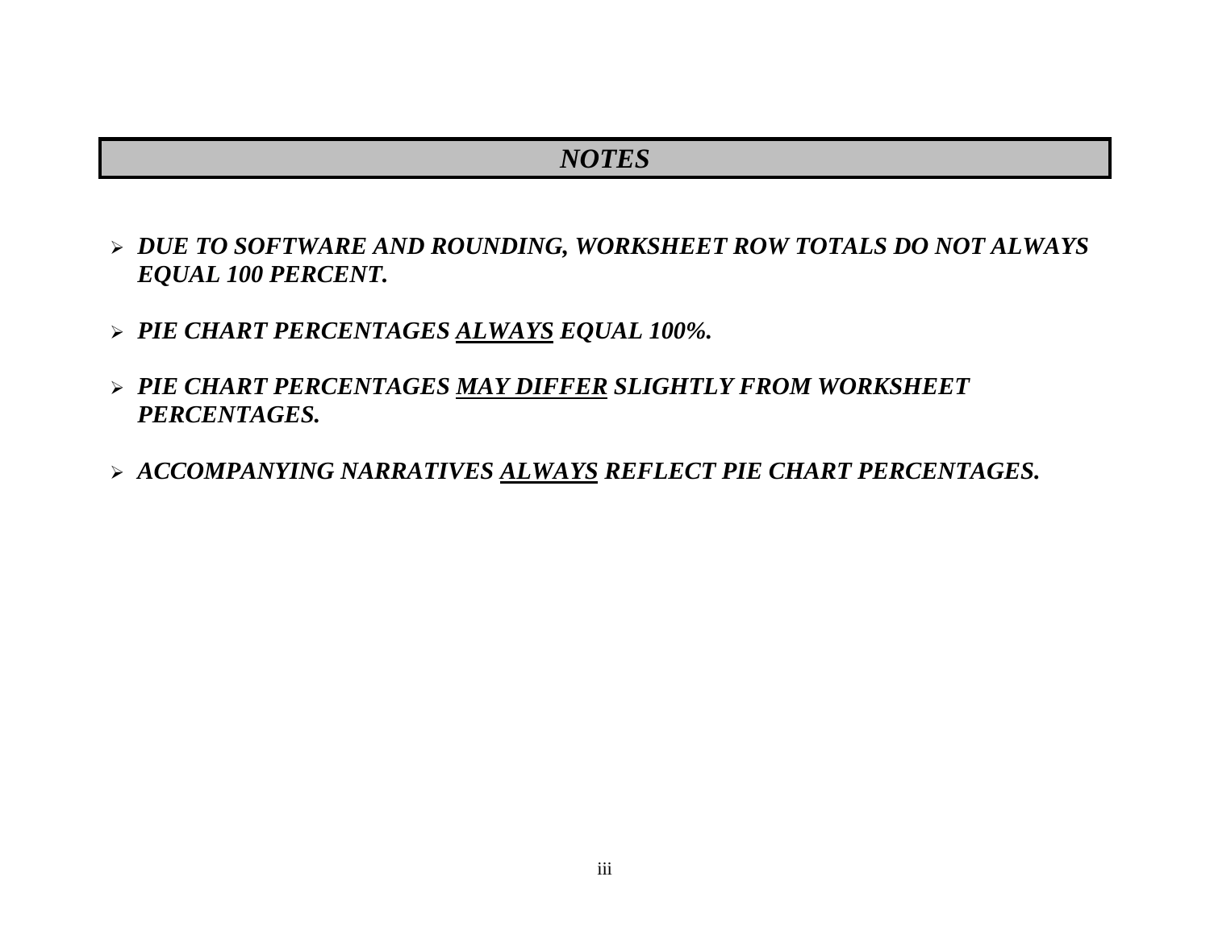# *NOTES*

- ***DUE TO SOFTWARE AND ROUNDING, WORKSHEET ROW TOTALS DO NOT ALWAYS EQUAL 100 PERCENT.***

- ***PIE CHART PERCENTAGES <u>ALWAYS</u> EQUAL 100%.***

- ***PIE CHART PERCENTAGES <u>MAY DIFFER</u> SLIGHTLY FROM WORKSHEET PERCENTAGES.***

- ***ACCOMPANYING NARRATIVES <u>ALWAYS</u> REFLECT PIE CHART PERCENTAGES.***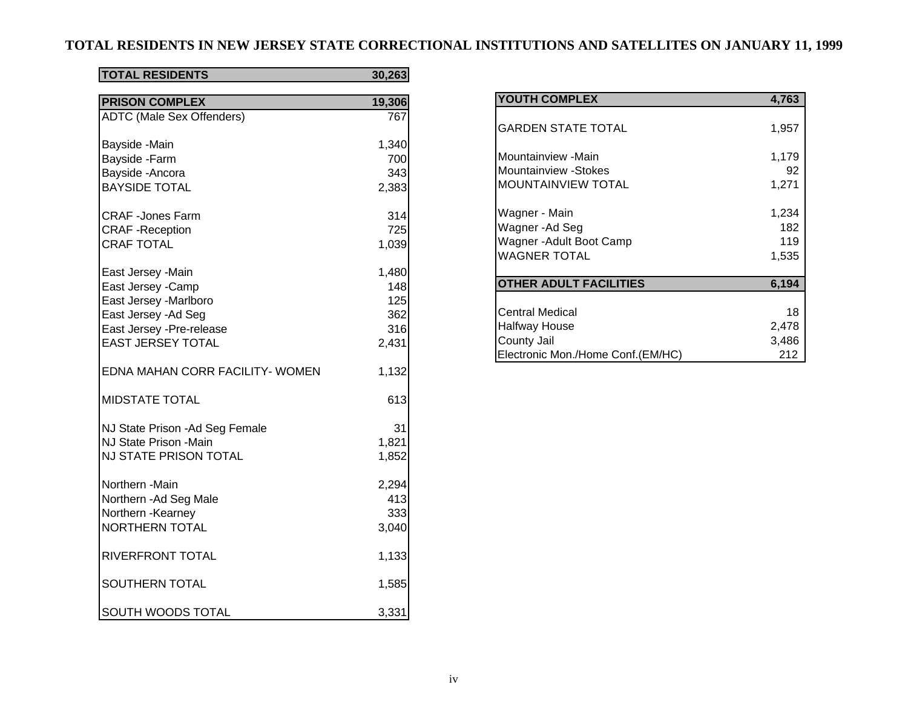# TOTAL RESIDENTS IN NEW JERSEY STATE CORRECTIONAL INSTITUTIONS AND SATELLITES ON JANUARY 11, 1999

| **TOTAL RESIDENTS** | **30,263** |
|---|---|

| **PRISON COMPLEX** | **19,306** |
|---|---|
| ADTC (Male Sex Offenders) | 767 |
| | |
| Bayside -Main | 1,340 |
| Bayside -Farm | 700 |
| Bayside -Ancora | 343 |
| BAYSIDE TOTAL | 2,383 |
| | |
| CRAF -Jones Farm | 314 |
| CRAF -Reception | 725 |
| CRAF TOTAL | 1,039 |
| | |
| East Jersey -Main | 1,480 |
| East Jersey -Camp | 148 |
| East Jersey -Marlboro | 125 |
| East Jersey -Ad Seg | 362 |
| East Jersey -Pre-release | 316 |
| EAST JERSEY TOTAL | 2,431 |
| | |
| EDNA MAHAN CORR FACILITY- WOMEN | 1,132 |
| | |
| MIDSTATE TOTAL | 613 |
| | |
| NJ State Prison -Ad Seg Female | 31 |
| NJ State Prison -Main | 1,821 |
| NJ STATE PRISON TOTAL | 1,852 |
| | |
| Northern -Main | 2,294 |
| Northern -Ad Seg Male | 413 |
| Northern -Kearney | 333 |
| NORTHERN TOTAL | 3,040 |
| | |
| RIVERFRONT TOTAL | 1,133 |
| | |
| SOUTHERN TOTAL | 1,585 |
| | |
| SOUTH WOODS TOTAL | 3,331 |

| **YOUTH COMPLEX** | **4,763** |
|---|---|
| GARDEN STATE TOTAL | 1,957 |
| | |
| Mountainview -Main | 1,179 |
| Mountainview -Stokes | 92 |
| MOUNTAINVIEW TOTAL | 1,271 |
| | |
| Wagner - Main | 1,234 |
| Wagner -Ad Seg | 182 |
| Wagner -Adult Boot Camp | 119 |
| WAGNER TOTAL | 1,535 |

| **OTHER ADULT FACILITIES** | **6,194** |
|---|---|
| Central Medical | 18 |
| Halfway House | 2,478 |
| County Jail | 3,486 |
| Electronic Mon./Home Conf.(EM/HC) | 212 |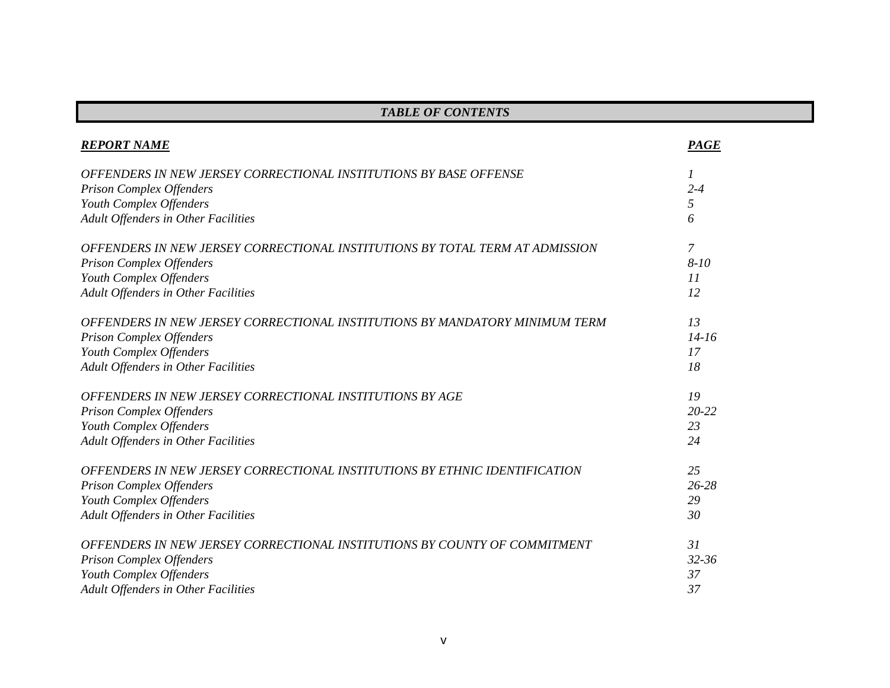## *TABLE OF CONTENTS*

| ***REPORT NAME*** | ***PAGE*** |
|---|---|
| *OFFENDERS IN NEW JERSEY CORRECTIONAL INSTITUTIONS BY BASE OFFENSE* | *1* |
| *Prison Complex Offenders* | *2-4* |
| *Youth Complex Offenders* | *5* |
| *Adult Offenders in Other Facilities* | *6* |
| | |
| *OFFENDERS IN NEW JERSEY CORRECTIONAL INSTITUTIONS BY TOTAL TERM AT ADMISSION* | *7* |
| *Prison Complex Offenders* | *8-10* |
| *Youth Complex Offenders* | *11* |
| *Adult Offenders in Other Facilities* | *12* |
| | |
| *OFFENDERS IN NEW JERSEY CORRECTIONAL INSTITUTIONS BY MANDATORY MINIMUM TERM* | *13* |
| *Prison Complex Offenders* | *14-16* |
| *Youth Complex Offenders* | *17* |
| *Adult Offenders in Other Facilities* | *18* |
| | |
| *OFFENDERS IN NEW JERSEY CORRECTIONAL INSTITUTIONS BY AGE* | *19* |
| *Prison Complex Offenders* | *20-22* |
| *Youth Complex Offenders* | *23* |
| *Adult Offenders in Other Facilities* | *24* |
| | |
| *OFFENDERS IN NEW JERSEY CORRECTIONAL INSTITUTIONS BY ETHNIC IDENTIFICATION* | *25* |
| *Prison Complex Offenders* | *26-28* |
| *Youth Complex Offenders* | *29* |
| *Adult Offenders in Other Facilities* | *30* |
| | |
| *OFFENDERS IN NEW JERSEY CORRECTIONAL INSTITUTIONS BY COUNTY OF COMMITMENT* | *31* |
| *Prison Complex Offenders* | *32-36* |
| *Youth Complex Offenders* | *37* |
| *Adult Offenders in Other Facilities* | *37* |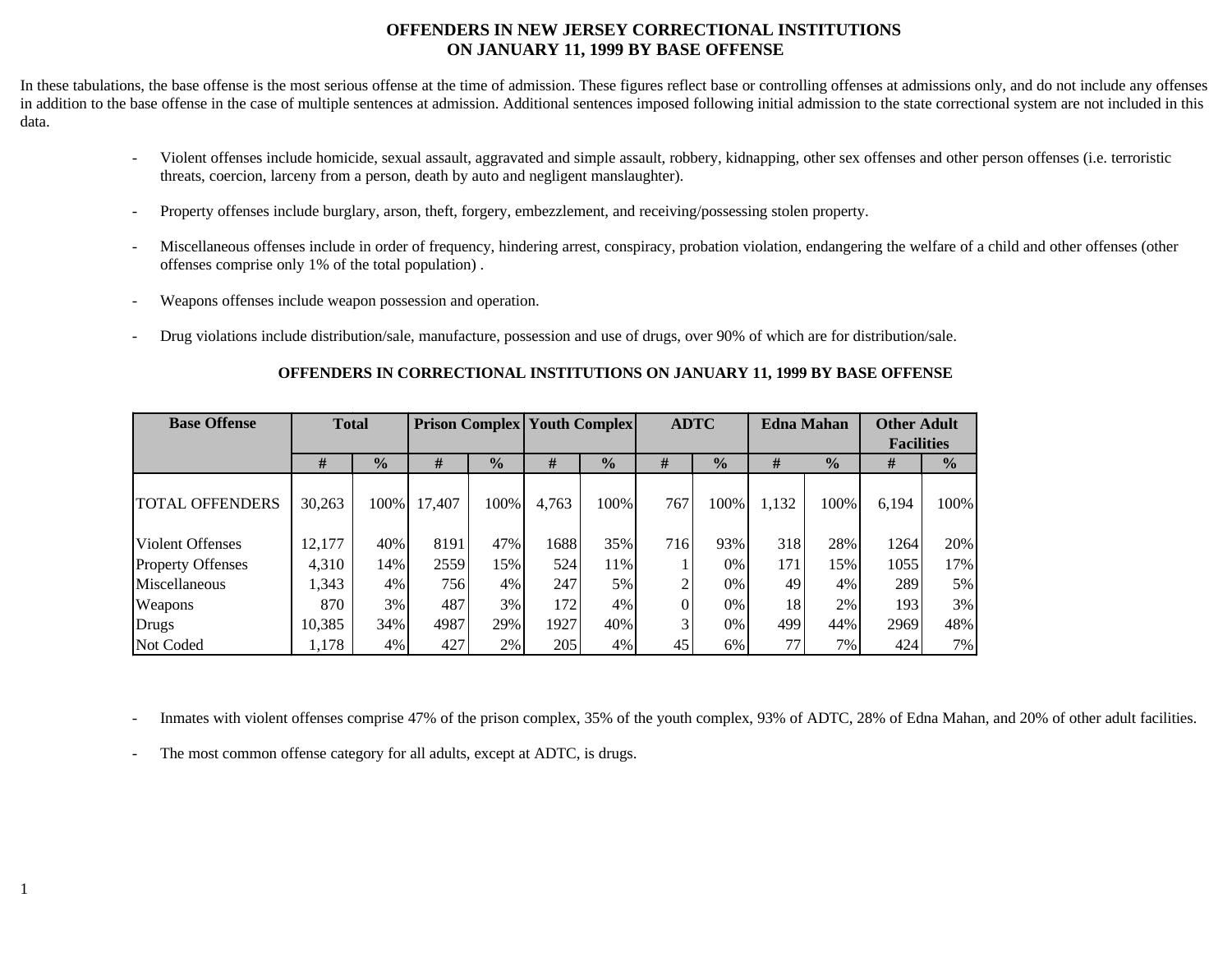# OFFENDERS IN NEW JERSEY CORRECTIONAL INSTITUTIONS ON JANUARY 11, 1999 BY BASE OFFENSE

In these tabulations, the base offense is the most serious offense at the time of admission. These figures reflect base or controlling offenses at admissions only, and do not include any offenses in addition to the base offense in the case of multiple sentences at admission. Additional sentences imposed following initial admission to the state correctional system are not included in this data.

- Violent offenses include homicide, sexual assault, aggravated and simple assault, robbery, kidnapping, other sex offenses and other person offenses (i.e. terroristic threats, coercion, larceny from a person, death by auto and negligent manslaughter).
- Property offenses include burglary, arson, theft, forgery, embezzlement, and receiving/possessing stolen property.
- Miscellaneous offenses include in order of frequency, hindering arrest, conspiracy, probation violation, endangering the welfare of a child and other offenses (other offenses comprise only 1% of the total population) .
- Weapons offenses include weapon possession and operation.
- Drug violations include distribution/sale, manufacture, possession and use of drugs, over 90% of which are for distribution/sale.

### OFFENDERS IN CORRECTIONAL INSTITUTIONS ON JANUARY 11, 1999 BY BASE OFFENSE

| Base Offense | Total | | Prison Complex | | Youth Complex | | ADTC | | Edna Mahan | | Other Adult Facilities | |
|---|---|---|---|---|---|---|---|---|---|---|---|---|
| | # | % | # | % | # | % | # | % | # | % | # | % |
| TOTAL OFFENDERS | 30,263 | 100% | 17,407 | 100% | 4,763 | 100% | 767 | 100% | 1,132 | 100% | 6,194 | 100% |
| Violent Offenses | 12,177 | 40% | 8191 | 47% | 1688 | 35% | 716 | 93% | 318 | 28% | 1264 | 20% |
| Property Offenses | 4,310 | 14% | 2559 | 15% | 524 | 11% | 1 | 0% | 171 | 15% | 1055 | 17% |
| Miscellaneous | 1,343 | 4% | 756 | 4% | 247 | 5% | 2 | 0% | 49 | 4% | 289 | 5% |
| Weapons | 870 | 3% | 487 | 3% | 172 | 4% | 0 | 0% | 18 | 2% | 193 | 3% |
| Drugs | 10,385 | 34% | 4987 | 29% | 1927 | 40% | 3 | 0% | 499 | 44% | 2969 | 48% |
| Not Coded | 1,178 | 4% | 427 | 2% | 205 | 4% | 45 | 6% | 77 | 7% | 424 | 7% |

- Inmates with violent offenses comprise 47% of the prison complex, 35% of the youth complex, 93% of ADTC, 28% of Edna Mahan, and 20% of other adult facilities.
- The most common offense category for all adults, except at ADTC, is drugs.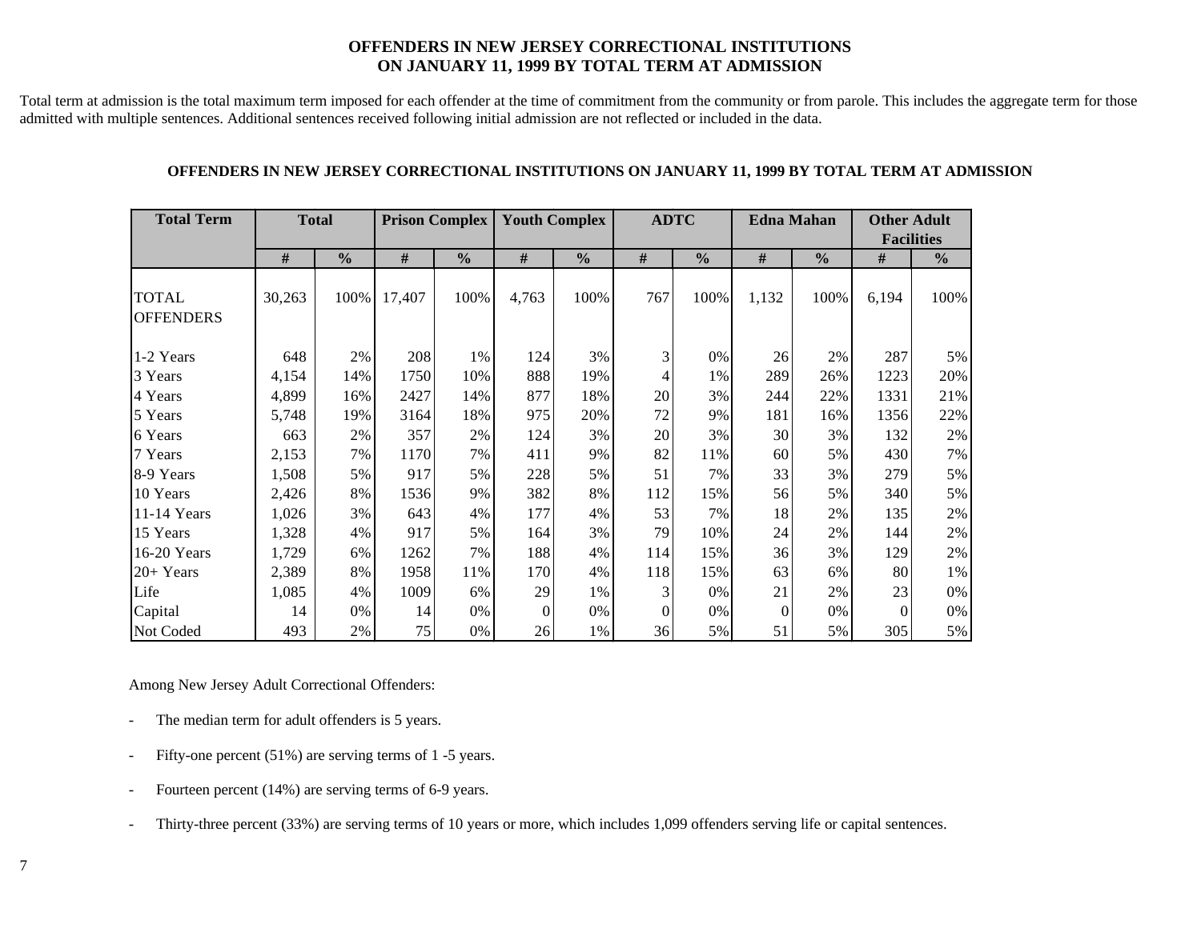# OFFENDERS IN NEW JERSEY CORRECTIONAL INSTITUTIONS ON JANUARY 11, 1999 BY TOTAL TERM AT ADMISSION

Total term at admission is the total maximum term imposed for each offender at the time of commitment from the community or from parole. This includes the aggregate term for those admitted with multiple sentences. Additional sentences received following initial admission are not reflected or included in the data.

### OFFENDERS IN NEW JERSEY CORRECTIONAL INSTITUTIONS ON JANUARY 11, 1999 BY TOTAL TERM AT ADMISSION

| Total Term | Total | | Prison Complex | | Youth Complex | | ADTC | | Edna Mahan | | Other Adult Facilities | |
|---|---|---|---|---|---|---|---|---|---|---|---|---|
| | # | % | # | % | # | % | # | % | # | % | # | % |
| TOTAL OFFENDERS | 30,263 | 100% | 17,407 | 100% | 4,763 | 100% | 767 | 100% | 1,132 | 100% | 6,194 | 100% |
| 1-2 Years | 648 | 2% | 208 | 1% | 124 | 3% | 3 | 0% | 26 | 2% | 287 | 5% |
| 3 Years | 4,154 | 14% | 1750 | 10% | 888 | 19% | 4 | 1% | 289 | 26% | 1223 | 20% |
| 4 Years | 4,899 | 16% | 2427 | 14% | 877 | 18% | 20 | 3% | 244 | 22% | 1331 | 21% |
| 5 Years | 5,748 | 19% | 3164 | 18% | 975 | 20% | 72 | 9% | 181 | 16% | 1356 | 22% |
| 6 Years | 663 | 2% | 357 | 2% | 124 | 3% | 20 | 3% | 30 | 3% | 132 | 2% |
| 7 Years | 2,153 | 7% | 1170 | 7% | 411 | 9% | 82 | 11% | 60 | 5% | 430 | 7% |
| 8-9 Years | 1,508 | 5% | 917 | 5% | 228 | 5% | 51 | 7% | 33 | 3% | 279 | 5% |
| 10 Years | 2,426 | 8% | 1536 | 9% | 382 | 8% | 112 | 15% | 56 | 5% | 340 | 5% |
| 11-14 Years | 1,026 | 3% | 643 | 4% | 177 | 4% | 53 | 7% | 18 | 2% | 135 | 2% |
| 15 Years | 1,328 | 4% | 917 | 5% | 164 | 3% | 79 | 10% | 24 | 2% | 144 | 2% |
| 16-20 Years | 1,729 | 6% | 1262 | 7% | 188 | 4% | 114 | 15% | 36 | 3% | 129 | 2% |
| 20+ Years | 2,389 | 8% | 1958 | 11% | 170 | 4% | 118 | 15% | 63 | 6% | 80 | 1% |
| Life | 1,085 | 4% | 1009 | 6% | 29 | 1% | 3 | 0% | 21 | 2% | 23 | 0% |
| Capital | 14 | 0% | 14 | 0% | 0 | 0% | 0 | 0% | 0 | 0% | 0 | 0% |
| Not Coded | 493 | 2% | 75 | 0% | 26 | 1% | 36 | 5% | 51 | 5% | 305 | 5% |

Among New Jersey Adult Correctional Offenders:

- The median term for adult offenders is 5 years.
- Fifty-one percent (51%) are serving terms of 1 -5 years.
- Fourteen percent (14%) are serving terms of 6-9 years.
- Thirty-three percent (33%) are serving terms of 10 years or more, which includes 1,099 offenders serving life or capital sentences.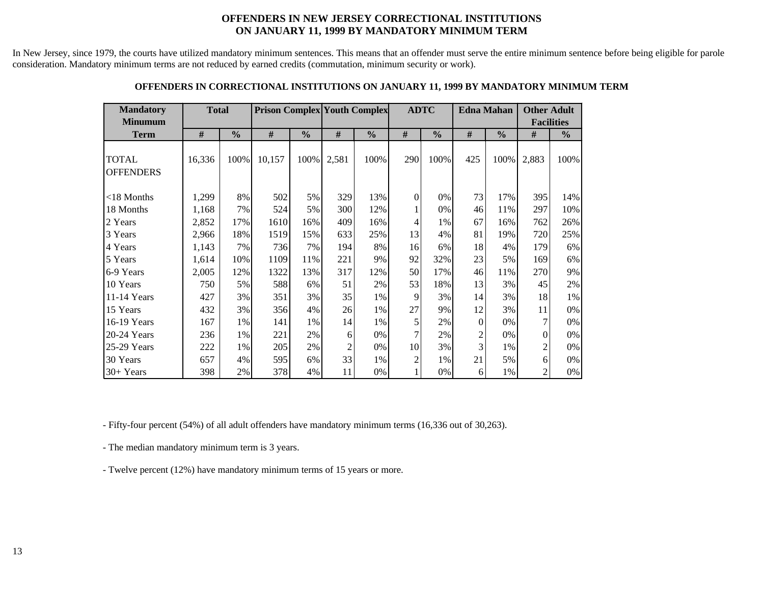# OFFENDERS IN NEW JERSEY CORRECTIONAL INSTITUTIONS ON JANUARY 11, 1999 BY MANDATORY MINIMUM TERM

In New Jersey, since 1979, the courts have utilized mandatory minimum sentences. This means that an offender must serve the entire minimum sentence before being eligible for parole consideration. Mandatory minimum terms are not reduced by earned credits (commutation, minimum security or work).

### OFFENDERS IN CORRECTIONAL INSTITUTIONS ON JANUARY 11, 1999 BY MANDATORY MINIMUM TERM

| Mandatory Minumum | Total | | Prison Complex | | Youth Complex | | ADTC | | Edna Mahan | | Other Adult Facilities | |
|---|---|---|---|---|---|---|---|---|---|---|---|---|
| Term | # | % | # | % | # | % | # | % | # | % | # | % |
| TOTAL OFFENDERS | 16,336 | 100% | 10,157 | 100% | 2,581 | 100% | 290 | 100% | 425 | 100% | 2,883 | 100% |
| <18 Months | 1,299 | 8% | 502 | 5% | 329 | 13% | 0 | 0% | 73 | 17% | 395 | 14% |
| 18 Months | 1,168 | 7% | 524 | 5% | 300 | 12% | 1 | 0% | 46 | 11% | 297 | 10% |
| 2 Years | 2,852 | 17% | 1610 | 16% | 409 | 16% | 4 | 1% | 67 | 16% | 762 | 26% |
| 3 Years | 2,966 | 18% | 1519 | 15% | 633 | 25% | 13 | 4% | 81 | 19% | 720 | 25% |
| 4 Years | 1,143 | 7% | 736 | 7% | 194 | 8% | 16 | 6% | 18 | 4% | 179 | 6% |
| 5 Years | 1,614 | 10% | 1109 | 11% | 221 | 9% | 92 | 32% | 23 | 5% | 169 | 6% |
| 6-9 Years | 2,005 | 12% | 1322 | 13% | 317 | 12% | 50 | 17% | 46 | 11% | 270 | 9% |
| 10 Years | 750 | 5% | 588 | 6% | 51 | 2% | 53 | 18% | 13 | 3% | 45 | 2% |
| 11-14 Years | 427 | 3% | 351 | 3% | 35 | 1% | 9 | 3% | 14 | 3% | 18 | 1% |
| 15 Years | 432 | 3% | 356 | 4% | 26 | 1% | 27 | 9% | 12 | 3% | 11 | 0% |
| 16-19 Years | 167 | 1% | 141 | 1% | 14 | 1% | 5 | 2% | 0 | 0% | 7 | 0% |
| 20-24 Years | 236 | 1% | 221 | 2% | 6 | 0% | 7 | 2% | 2 | 0% | 0 | 0% |
| 25-29 Years | 222 | 1% | 205 | 2% | 2 | 0% | 10 | 3% | 3 | 1% | 2 | 0% |
| 30 Years | 657 | 4% | 595 | 6% | 33 | 1% | 2 | 1% | 21 | 5% | 6 | 0% |
| 30+ Years | 398 | 2% | 378 | 4% | 11 | 0% | 1 | 0% | 6 | 1% | 2 | 0% |

- Fifty-four percent (54%) of all adult offenders have mandatory minimum terms (16,336 out of 30,263).

- The median mandatory minimum term is 3 years.

- Twelve percent (12%) have mandatory minimum terms of 15 years or more.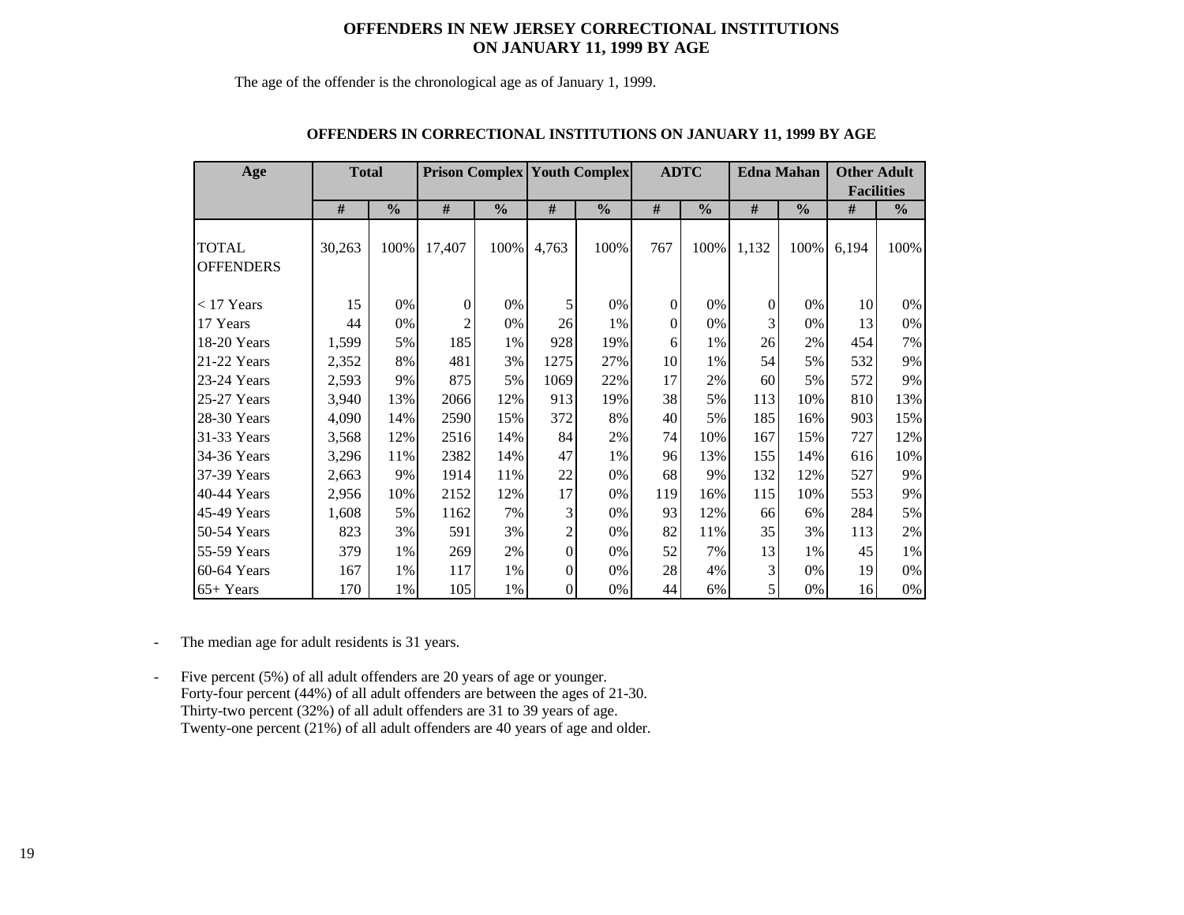# OFFENDERS IN NEW JERSEY CORRECTIONAL INSTITUTIONS ON JANUARY 11, 1999 BY AGE

The age of the offender is the chronological age as of January 1, 1999.

## OFFENDERS IN CORRECTIONAL INSTITUTIONS ON JANUARY 11, 1999 BY AGE

| Age | Total | | Prison Complex | | Youth Complex | | ADTC | | Edna Mahan | | Other Adult Facilities | |
|---|---|---|---|---|---|---|---|---|---|---|---|---|
| | # | % | # | % | # | % | # | % | # | % | # | % |
| TOTAL OFFENDERS | 30,263 | 100% | 17,407 | 100% | 4,763 | 100% | 767 | 100% | 1,132 | 100% | 6,194 | 100% |
| < 17 Years | 15 | 0% | 0 | 0% | 5 | 0% | 0 | 0% | 0 | 0% | 10 | 0% |
| 17 Years | 44 | 0% | 2 | 0% | 26 | 1% | 0 | 0% | 3 | 0% | 13 | 0% |
| 18-20 Years | 1,599 | 5% | 185 | 1% | 928 | 19% | 6 | 1% | 26 | 2% | 454 | 7% |
| 21-22 Years | 2,352 | 8% | 481 | 3% | 1275 | 27% | 10 | 1% | 54 | 5% | 532 | 9% |
| 23-24 Years | 2,593 | 9% | 875 | 5% | 1069 | 22% | 17 | 2% | 60 | 5% | 572 | 9% |
| 25-27 Years | 3,940 | 13% | 2066 | 12% | 913 | 19% | 38 | 5% | 113 | 10% | 810 | 13% |
| 28-30 Years | 4,090 | 14% | 2590 | 15% | 372 | 8% | 40 | 5% | 185 | 16% | 903 | 15% |
| 31-33 Years | 3,568 | 12% | 2516 | 14% | 84 | 2% | 74 | 10% | 167 | 15% | 727 | 12% |
| 34-36 Years | 3,296 | 11% | 2382 | 14% | 47 | 1% | 96 | 13% | 155 | 14% | 616 | 10% |
| 37-39 Years | 2,663 | 9% | 1914 | 11% | 22 | 0% | 68 | 9% | 132 | 12% | 527 | 9% |
| 40-44 Years | 2,956 | 10% | 2152 | 12% | 17 | 0% | 119 | 16% | 115 | 10% | 553 | 9% |
| 45-49 Years | 1,608 | 5% | 1162 | 7% | 3 | 0% | 93 | 12% | 66 | 6% | 284 | 5% |
| 50-54 Years | 823 | 3% | 591 | 3% | 2 | 0% | 82 | 11% | 35 | 3% | 113 | 2% |
| 55-59 Years | 379 | 1% | 269 | 2% | 0 | 0% | 52 | 7% | 13 | 1% | 45 | 1% |
| 60-64 Years | 167 | 1% | 117 | 1% | 0 | 0% | 28 | 4% | 3 | 0% | 19 | 0% |
| 65+ Years | 170 | 1% | 105 | 1% | 0 | 0% | 44 | 6% | 5 | 0% | 16 | 0% |

- The median age for adult residents is 31 years.

- Five percent (5%) of all adult offenders are 20 years of age or younger.
  Forty-four percent (44%) of all adult offenders are between the ages of 21-30.
  Thirty-two percent (32%) of all adult offenders are 31 to 39 years of age.
  Twenty-one percent (21%) of all adult offenders are 40 years of age and older.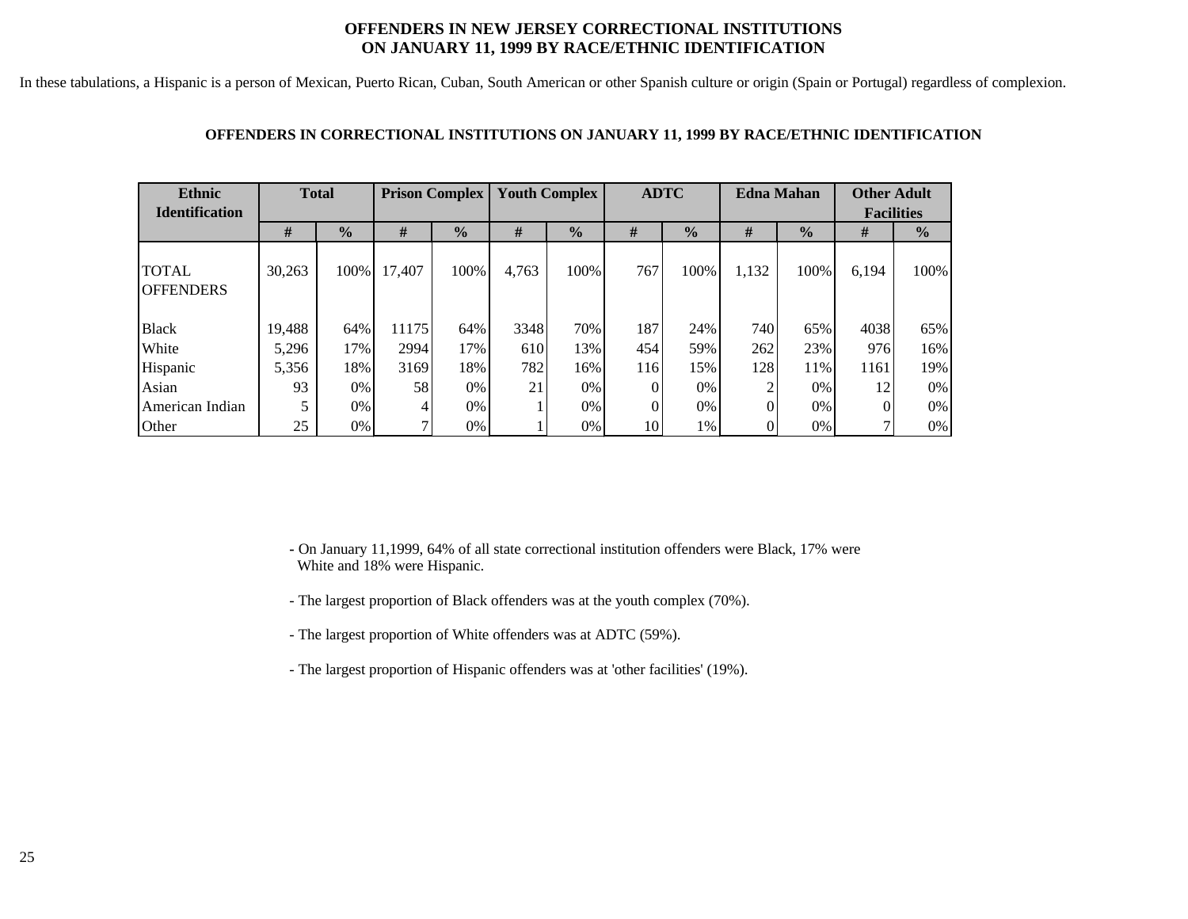# OFFENDERS IN NEW JERSEY CORRECTIONAL INSTITUTIONS ON JANUARY 11, 1999 BY RACE/ETHNIC IDENTIFICATION

In these tabulations, a Hispanic is a person of Mexican, Puerto Rican, Cuban, South American or other Spanish culture or origin (Spain or Portugal) regardless of complexion.

## OFFENDERS IN CORRECTIONAL INSTITUTIONS ON JANUARY 11, 1999 BY RACE/ETHNIC IDENTIFICATION

| Ethnic Identification | Total | | Prison Complex | | Youth Complex | | ADTC | | Edna Mahan | | Other Adult Facilities | |
|---|---|---|---|---|---|---|---|---|---|---|---|---|
| | # | % | # | % | # | % | # | % | # | % | # | % |
| TOTAL OFFENDERS | 30,263 | 100% | 17,407 | 100% | 4,763 | 100% | 767 | 100% | 1,132 | 100% | 6,194 | 100% |
| Black | 19,488 | 64% | 11175 | 64% | 3348 | 70% | 187 | 24% | 740 | 65% | 4038 | 65% |
| White | 5,296 | 17% | 2994 | 17% | 610 | 13% | 454 | 59% | 262 | 23% | 976 | 16% |
| Hispanic | 5,356 | 18% | 3169 | 18% | 782 | 16% | 116 | 15% | 128 | 11% | 1161 | 19% |
| Asian | 93 | 0% | 58 | 0% | 21 | 0% | 0 | 0% | 2 | 0% | 12 | 0% |
| American Indian | 5 | 0% | 4 | 0% | 1 | 0% | 0 | 0% | 0 | 0% | 0 | 0% |
| Other | 25 | 0% | 7 | 0% | 1 | 0% | 10 | 1% | 0 | 0% | 7 | 0% |

- On January 11,1999, 64% of all state correctional institution offenders were Black, 17% were White and 18% were Hispanic.

- The largest proportion of Black offenders was at the youth complex (70%).

- The largest proportion of White offenders was at ADTC (59%).

- The largest proportion of Hispanic offenders was at 'other facilities' (19%).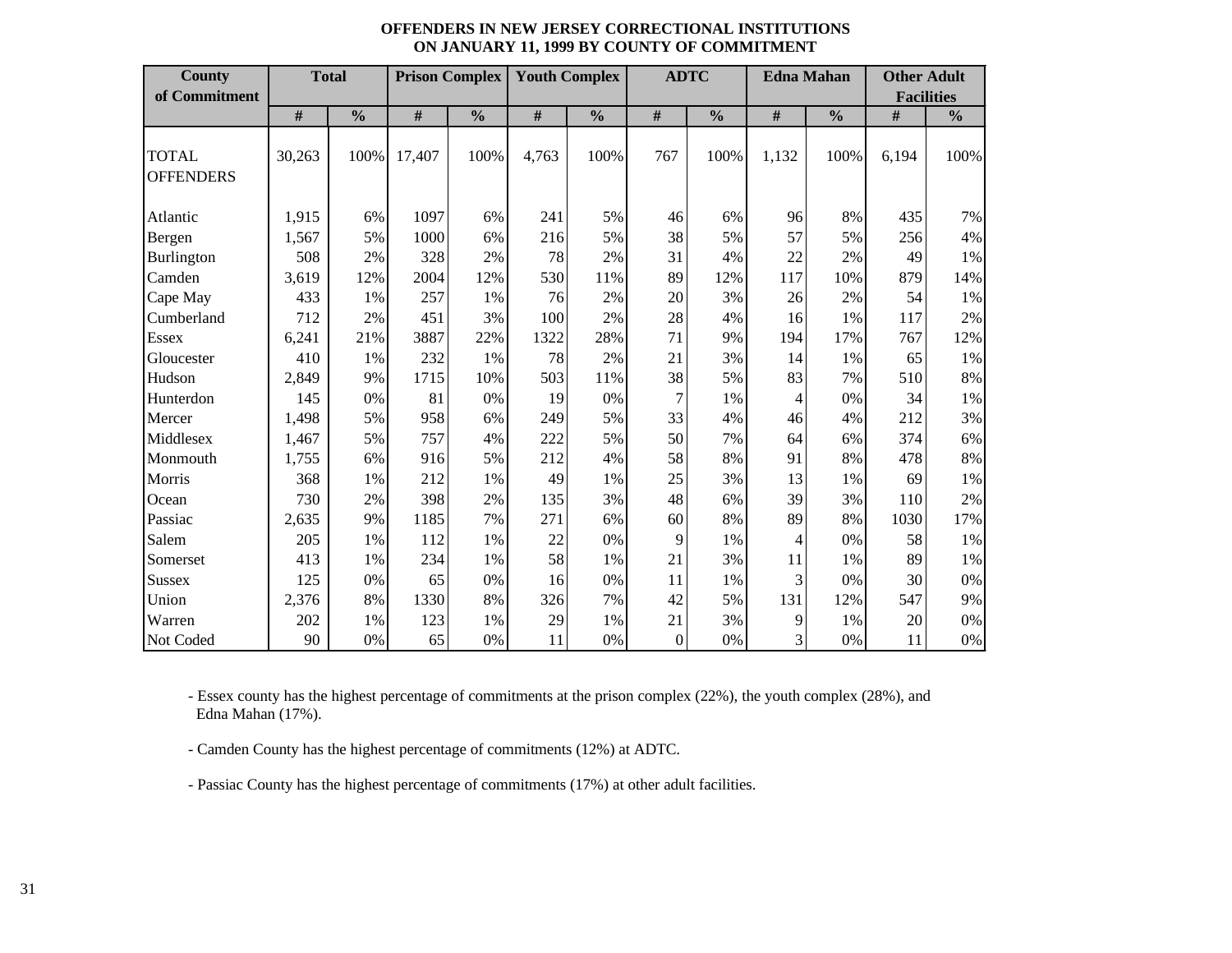**OFFENDERS IN NEW JERSEY CORRECTIONAL INSTITUTIONS**
**ON JANUARY 11, 1999 BY COUNTY OF COMMITMENT**

| County of Commitment | Total | | Prison Complex | | Youth Complex | | ADTC | | Edna Mahan | | Other Adult Facilities | |
|---|---|---|---|---|---|---|---|---|---|---|---|---|
| | # | % | # | % | # | % | # | % | # | % | # | % |
| TOTAL OFFENDERS | 30,263 | 100% | 17,407 | 100% | 4,763 | 100% | 767 | 100% | 1,132 | 100% | 6,194 | 100% |
| Atlantic | 1,915 | 6% | 1097 | 6% | 241 | 5% | 46 | 6% | 96 | 8% | 435 | 7% |
| Bergen | 1,567 | 5% | 1000 | 6% | 216 | 5% | 38 | 5% | 57 | 5% | 256 | 4% |
| Burlington | 508 | 2% | 328 | 2% | 78 | 2% | 31 | 4% | 22 | 2% | 49 | 1% |
| Camden | 3,619 | 12% | 2004 | 12% | 530 | 11% | 89 | 12% | 117 | 10% | 879 | 14% |
| Cape May | 433 | 1% | 257 | 1% | 76 | 2% | 20 | 3% | 26 | 2% | 54 | 1% |
| Cumberland | 712 | 2% | 451 | 3% | 100 | 2% | 28 | 4% | 16 | 1% | 117 | 2% |
| Essex | 6,241 | 21% | 3887 | 22% | 1322 | 28% | 71 | 9% | 194 | 17% | 767 | 12% |
| Gloucester | 410 | 1% | 232 | 1% | 78 | 2% | 21 | 3% | 14 | 1% | 65 | 1% |
| Hudson | 2,849 | 9% | 1715 | 10% | 503 | 11% | 38 | 5% | 83 | 7% | 510 | 8% |
| Hunterdon | 145 | 0% | 81 | 0% | 19 | 0% | 7 | 1% | 4 | 0% | 34 | 1% |
| Mercer | 1,498 | 5% | 958 | 6% | 249 | 5% | 33 | 4% | 46 | 4% | 212 | 3% |
| Middlesex | 1,467 | 5% | 757 | 4% | 222 | 5% | 50 | 7% | 64 | 6% | 374 | 6% |
| Monmouth | 1,755 | 6% | 916 | 5% | 212 | 4% | 58 | 8% | 91 | 8% | 478 | 8% |
| Morris | 368 | 1% | 212 | 1% | 49 | 1% | 25 | 3% | 13 | 1% | 69 | 1% |
| Ocean | 730 | 2% | 398 | 2% | 135 | 3% | 48 | 6% | 39 | 3% | 110 | 2% |
| Passiac | 2,635 | 9% | 1185 | 7% | 271 | 6% | 60 | 8% | 89 | 8% | 1030 | 17% |
| Salem | 205 | 1% | 112 | 1% | 22 | 0% | 9 | 1% | 4 | 0% | 58 | 1% |
| Somerset | 413 | 1% | 234 | 1% | 58 | 1% | 21 | 3% | 11 | 1% | 89 | 1% |
| Sussex | 125 | 0% | 65 | 0% | 16 | 0% | 11 | 1% | 3 | 0% | 30 | 0% |
| Union | 2,376 | 8% | 1330 | 8% | 326 | 7% | 42 | 5% | 131 | 12% | 547 | 9% |
| Warren | 202 | 1% | 123 | 1% | 29 | 1% | 21 | 3% | 9 | 1% | 20 | 0% |
| Not Coded | 90 | 0% | 65 | 0% | 11 | 0% | 0 | 0% | 3 | 0% | 11 | 0% |

- Essex county has the highest percentage of commitments at the prison complex (22%), the youth complex (28%), and Edna Mahan (17%).

- Camden County has the highest percentage of commitments (12%) at ADTC.

- Passiac County has the highest percentage of commitments (17%) at other adult facilities.